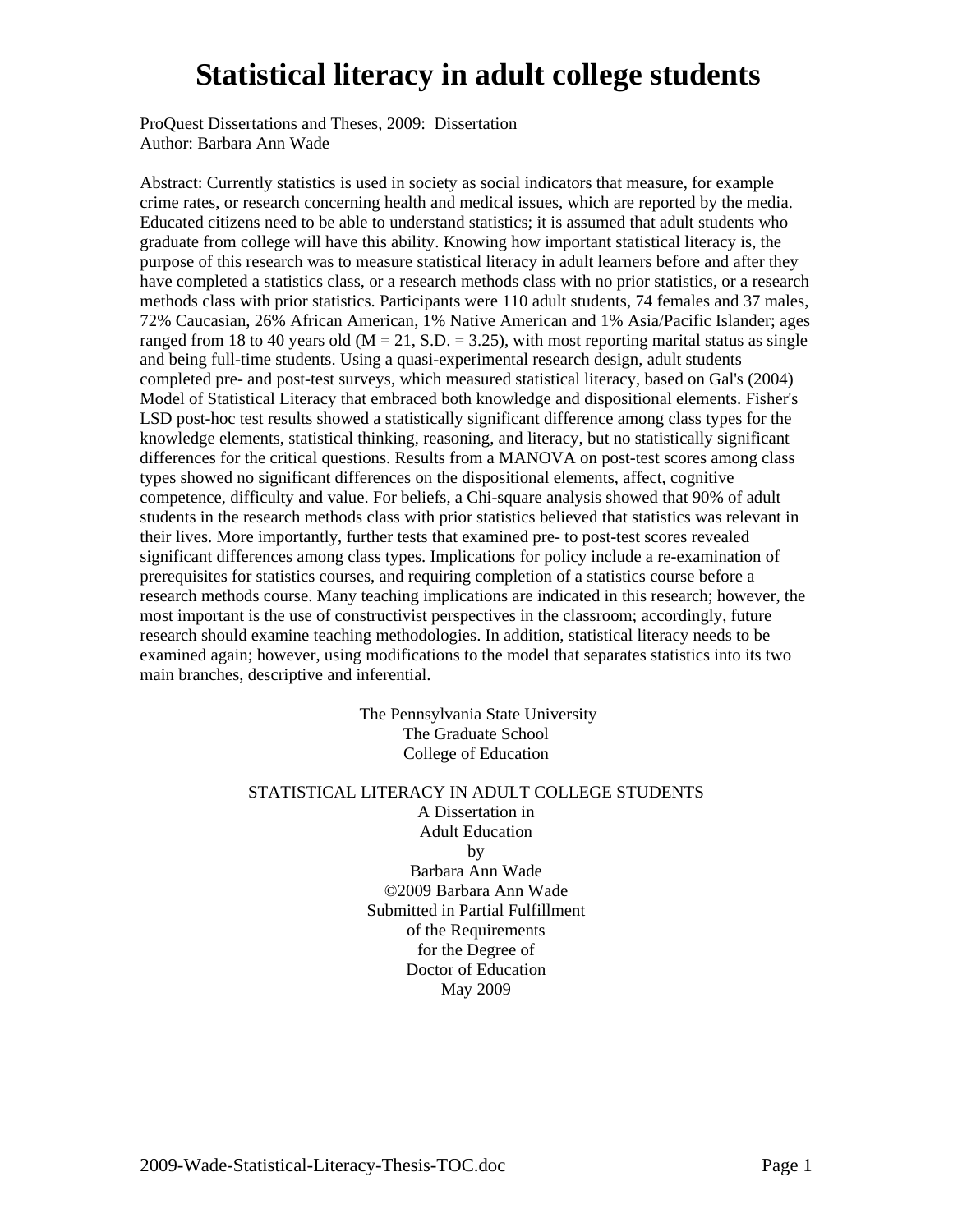# Statistical literacy in adult college students

ProQuest Dissertations and Theses, 2009: Dissertation
Author: Barbara Ann Wade

Abstract: Currently statistics is used in society as social indicators that measure, for example crime rates, or research concerning health and medical issues, which are reported by the media. Educated citizens need to be able to understand statistics; it is assumed that adult students who graduate from college will have this ability. Knowing how important statistical literacy is, the purpose of this research was to measure statistical literacy in adult learners before and after they have completed a statistics class, or a research methods class with no prior statistics, or a research methods class with prior statistics. Participants were 110 adult students, 74 females and 37 males, 72% Caucasian, 26% African American, 1% Native American and 1% Asia/Pacific Islander; ages ranged from 18 to 40 years old ($M = 21$, $S.D. = 3.25$), with most reporting marital status as single and being full-time students. Using a quasi-experimental research design, adult students completed pre- and post-test surveys, which measured statistical literacy, based on Gal's (2004) Model of Statistical Literacy that embraced both knowledge and dispositional elements. Fisher's LSD post-hoc test results showed a statistically significant difference among class types for the knowledge elements, statistical thinking, reasoning, and literacy, but no statistically significant differences for the critical questions. Results from a MANOVA on post-test scores among class types showed no significant differences on the dispositional elements, affect, cognitive competence, difficulty and value. For beliefs, a Chi-square analysis showed that 90% of adult students in the research methods class with prior statistics believed that statistics was relevant in their lives. More importantly, further tests that examined pre- to post-test scores revealed significant differences among class types. Implications for policy include a re-examination of prerequisites for statistics courses, and requiring completion of a statistics course before a research methods course. Many teaching implications are indicated in this research; however, the most important is the use of constructivist perspectives in the classroom; accordingly, future research should examine teaching methodologies. In addition, statistical literacy needs to be examined again; however, using modifications to the model that separates statistics into its two main branches, descriptive and inferential.

The Pennsylvania State University
The Graduate School
College of Education

STATISTICAL LITERACY IN ADULT COLLEGE STUDENTS
A Dissertation in
Adult Education
by
Barbara Ann Wade
©2009 Barbara Ann Wade
Submitted in Partial Fulfillment
of the Requirements
for the Degree of
Doctor of Education
May 2009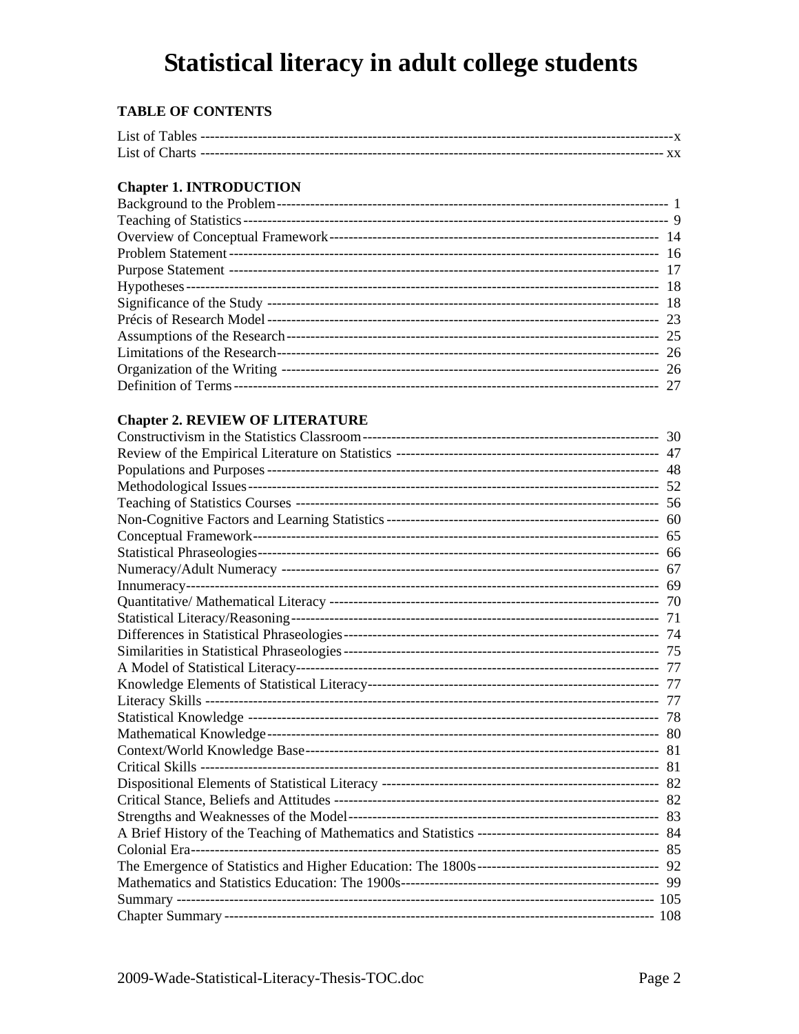# Statistical literacy in adult college students

**TABLE OF CONTENTS**

List of Tables ------------------------------------------------------------------------------------------------x
List of Charts ------------------------------------------------------------------------------------------------ xx

**Chapter 1. INTRODUCTION**

Background to the Problem------------------------------------------------------------------------------- 1
Teaching of Statistics------------------------------------------------------------------------------------- 9
Overview of Conceptual Framework--------------------------------------------------------------------- 14
Problem Statement----------------------------------------------------------------------------------------- 16
Purpose Statement ----------------------------------------------------------------------------------------- 17
Hypotheses-------------------------------------------------------------------------------------------------- 18
Significance of the Study --------------------------------------------------------------------------------- 18
Précis of Research Model--------------------------------------------------------------------------------- 23
Assumptions of the Research----------------------------------------------------------------------------- 25
Limitations of the Research------------------------------------------------------------------------------- 26
Organization of the Writing ------------------------------------------------------------------------------ 26
Definition of Terms---------------------------------------------------------------------------------------- 27

**Chapter 2. REVIEW OF LITERATURE**

Constructivism in the Statistics Classroom-------------------------------------------------------------- 30
Review of the Empirical Literature on Statistics ------------------------------------------------------- 47
Populations and Purposes--------------------------------------------------------------------------------- 48
Methodological Issues------------------------------------------------------------------------------------- 52
Teaching of Statistics Courses --------------------------------------------------------------------------- 56
Non-Cognitive Factors and Learning Statistics--------------------------------------------------------- 60
Conceptual Framework------------------------------------------------------------------------------------ 65
Statistical Phraseologies----------------------------------------------------------------------------------- 66
Numeracy/Adult Numeracy ------------------------------------------------------------------------------ 67
Innumeracy------------------------------------------------------------------------------------------------- 69
Quantitative/ Mathematical Literacy -------------------------------------------------------------------- 70
Statistical Literacy/Reasoning---------------------------------------------------------------------------- 71
Differences in Statistical Phraseologies------------------------------------------------------------------ 74
Similarities in Statistical Phraseologies------------------------------------------------------------------ 75
A Model of Statistical Literacy--------------------------------------------------------------------------- 77
Knowledge Elements of Statistical Literacy------------------------------------------------------------ 77
Literacy Skills ---------------------------------------------------------------------------------------------- 77
Statistical Knowledge ------------------------------------------------------------------------------------- 78
Mathematical Knowledge--------------------------------------------------------------------------------- 80
Context/World Knowledge Base------------------------------------------------------------------------- 81
Critical Skills ----------------------------------------------------------------------------------------------- 81
Dispositional Elements of Statistical Literacy ---------------------------------------------------------- 82
Critical Stance, Beliefs and Attitudes -------------------------------------------------------------------- 82
Strengths and Weaknesses of the Model---------------------------------------------------------------- 83
A Brief History of the Teaching of Mathematics and Statistics -------------------------------------- 84
Colonial Era------------------------------------------------------------------------------------------------- 85
The Emergence of Statistics and Higher Education: The 1800s-------------------------------------- 92
Mathematics and Statistics Education: The 1900s----------------------------------------------------- 99
Summary --------------------------------------------------------------------------------------------------- 105
Chapter Summary------------------------------------------------------------------------------------------ 108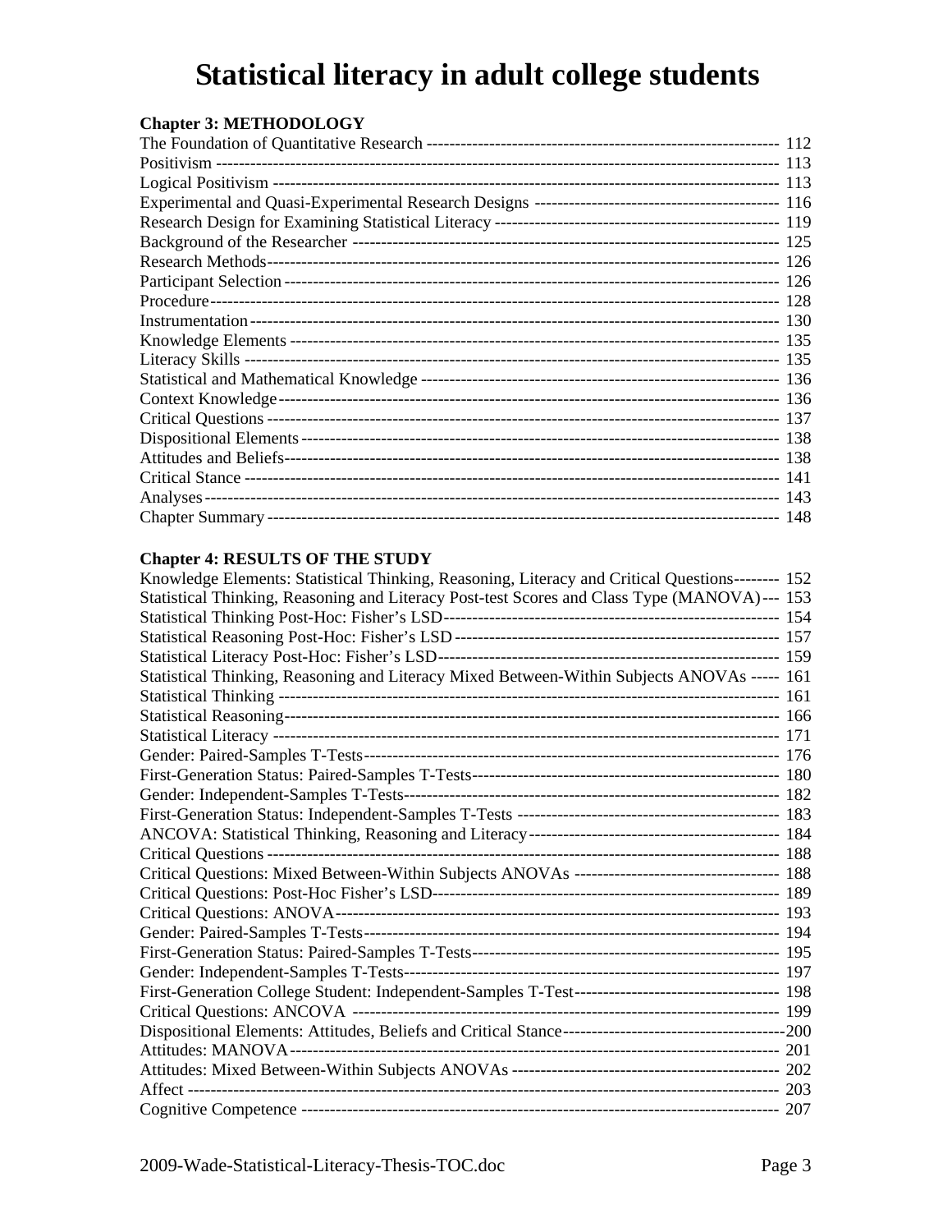# Statistical literacy in adult college students

**Chapter 3: METHODOLOGY**

The Foundation of Quantitative Research ------------------------------------------------------------ 112
Positivism ------------------------------------------------------------------------------------------------ 113
Logical Positivism ---------------------------------------------------------------------------------------- 113
Experimental and Quasi-Experimental Research Designs ------------------------------------------ 116
Research Design for Examining Statistical Literacy ------------------------------------------------ 119
Background of the Researcher ------------------------------------------------------------------------- 125
Research Methods---------------------------------------------------------------------------------------- 126
Participant Selection ------------------------------------------------------------------------------------- 126
Procedure-------------------------------------------------------------------------------------------------- 128
Instrumentation ------------------------------------------------------------------------------------------- 130
Knowledge Elements ------------------------------------------------------------------------------------ 135
Literacy Skills -------------------------------------------------------------------------------------------- 135
Statistical and Mathematical Knowledge ------------------------------------------------------------ 136
Context Knowledge -------------------------------------------------------------------------------------- 136
Critical Questions ---------------------------------------------------------------------------------------- 137
Dispositional Elements --------------------------------------------------------------------------------- 138
Attitudes and Beliefs------------------------------------------------------------------------------------- 138
Critical Stance -------------------------------------------------------------------------------------------- 141
Analyses --------------------------------------------------------------------------------------------------- 143
Chapter Summary ---------------------------------------------------------------------------------------- 148

**Chapter 4: RESULTS OF THE STUDY**

Knowledge Elements: Statistical Thinking, Reasoning, Literacy and Critical Questions-------- 152
Statistical Thinking, Reasoning and Literacy Post-test Scores and Class Type (MANOVA) --- 153
Statistical Thinking Post-Hoc: Fisher's LSD---------------------------------------------------------- 154
Statistical Reasoning Post-Hoc: Fisher's LSD -------------------------------------------------------- 157
Statistical Literacy Post-Hoc: Fisher's LSD---------------------------------------------------------- 159
Statistical Thinking, Reasoning and Literacy Mixed Between-Within Subjects ANOVAs ----- 161
Statistical Thinking -------------------------------------------------------------------------------------- 161
Statistical Reasoning------------------------------------------------------------------------------------- 166
Statistical Literacy --------------------------------------------------------------------------------------- 171
Gender: Paired-Samples T-Tests----------------------------------------------------------------------- 176
First-Generation Status: Paired-Samples T-Tests---------------------------------------------------- 180
Gender: Independent-Samples T-Tests---------------------------------------------------------------- 182
First-Generation Status: Independent-Samples T-Tests -------------------------------------------- 183
ANCOVA: Statistical Thinking, Reasoning and Literacy------------------------------------------- 184
Critical Questions ---------------------------------------------------------------------------------------- 188
Critical Questions: Mixed Between-Within Subjects ANOVAs ----------------------------------- 188
Critical Questions: Post-Hoc Fisher's LSD------------------------------------------------------------ 189
Critical Questions: ANOVA----------------------------------------------------------------------------- 193
Gender: Paired-Samples T-Tests----------------------------------------------------------------------- 194
First-Generation Status: Paired-Samples T-Tests---------------------------------------------------- 195
Gender: Independent-Samples T-Tests---------------------------------------------------------------- 197
First-Generation College Student: Independent-Samples T-Test---------------------------------- 198
Critical Questions: ANCOVA -------------------------------------------------------------------------- 199
Dispositional Elements: Attitudes, Beliefs and Critical Stance-------------------------------------200
Attitudes: MANOVA------------------------------------------------------------------------------------- 201
Attitudes: Mixed Between-Within Subjects ANOVAs --------------------------------------------- 202
Affect ------------------------------------------------------------------------------------------------------ 203
Cognitive Competence ---------------------------------------------------------------------------------- 207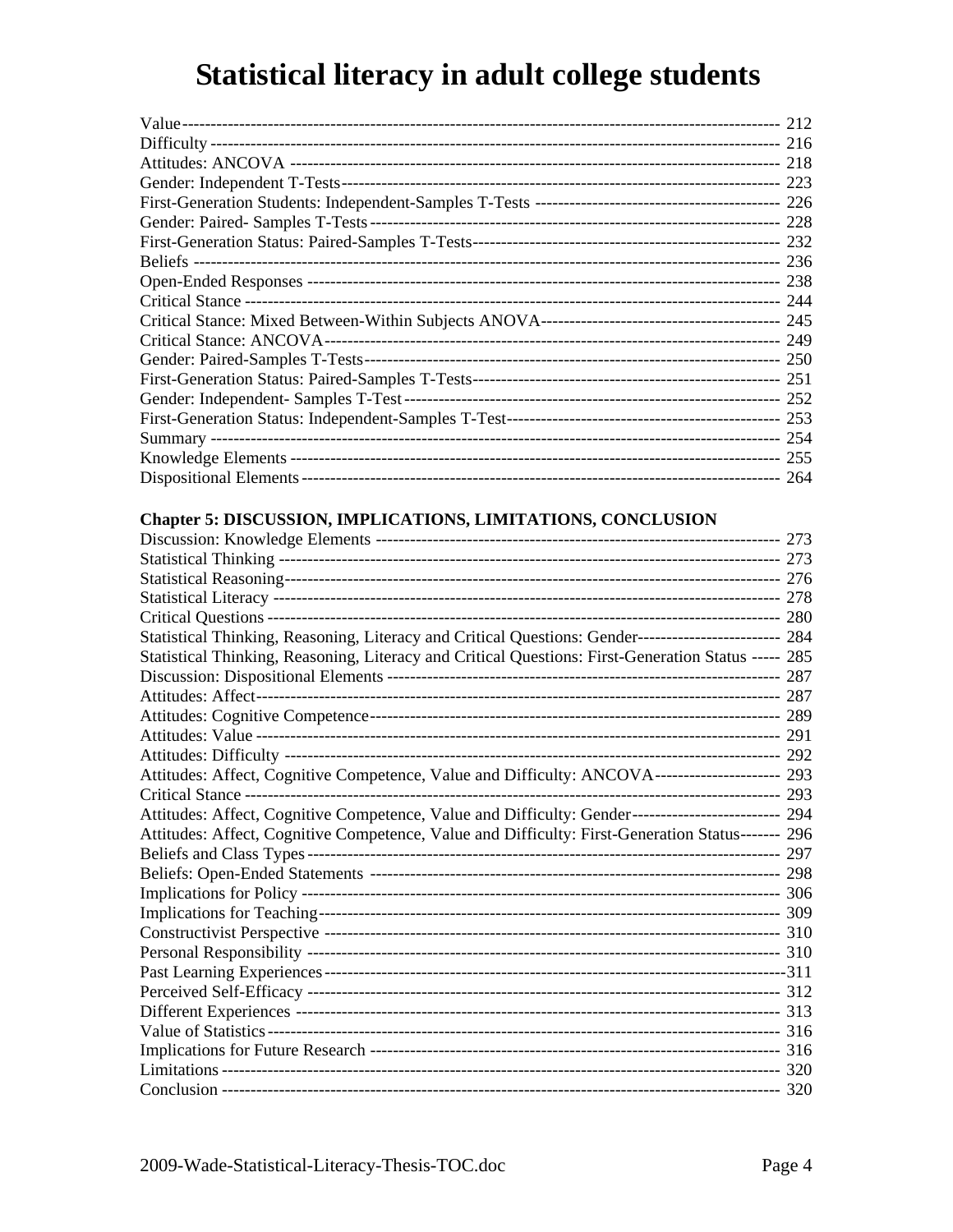# Statistical literacy in adult college students

Value ---------- 212
Difficulty ---------- 216
Attitudes: ANCOVA ---------- 218
Gender: Independent T-Tests ---------- 223
First-Generation Students: Independent-Samples T-Tests ---------- 226
Gender: Paired- Samples T-Tests ---------- 228
First-Generation Status: Paired-Samples T-Tests ---------- 232
Beliefs ---------- 236
Open-Ended Responses ---------- 238
Critical Stance ---------- 244
Critical Stance: Mixed Between-Within Subjects ANOVA ---------- 245
Critical Stance: ANCOVA ---------- 249
Gender: Paired-Samples T-Tests ---------- 250
First-Generation Status: Paired-Samples T-Tests ---------- 251
Gender: Independent- Samples T-Test ---------- 252
First-Generation Status: Independent-Samples T-Test ---------- 253
Summary ---------- 254
Knowledge Elements ---------- 255
Dispositional Elements ---------- 264

**Chapter 5: DISCUSSION, IMPLICATIONS, LIMITATIONS, CONCLUSION**

Discussion: Knowledge Elements ---------- 273
Statistical Thinking ---------- 273
Statistical Reasoning ---------- 276
Statistical Literacy ---------- 278
Critical Questions ---------- 280
Statistical Thinking, Reasoning, Literacy and Critical Questions: Gender ---------- 284
Statistical Thinking, Reasoning, Literacy and Critical Questions: First-Generation Status ---------- 285
Discussion: Dispositional Elements ---------- 287
Attitudes: Affect ---------- 287
Attitudes: Cognitive Competence ---------- 289
Attitudes: Value ---------- 291
Attitudes: Difficulty ---------- 292
Attitudes: Affect, Cognitive Competence, Value and Difficulty: ANCOVA ---------- 293
Critical Stance ---------- 293
Attitudes: Affect, Cognitive Competence, Value and Difficulty: Gender ---------- 294
Attitudes: Affect, Cognitive Competence, Value and Difficulty: First-Generation Status ---------- 296
Beliefs and Class Types ---------- 297
Beliefs: Open-Ended Statements ---------- 298
Implications for Policy ---------- 306
Implications for Teaching ---------- 309
Constructivist Perspective ---------- 310
Personal Responsibility ---------- 310
Past Learning Experiences ---------- 311
Perceived Self-Efficacy ---------- 312
Different Experiences ---------- 313
Value of Statistics ---------- 316
Implications for Future Research ---------- 316
Limitations ---------- 320
Conclusion ---------- 320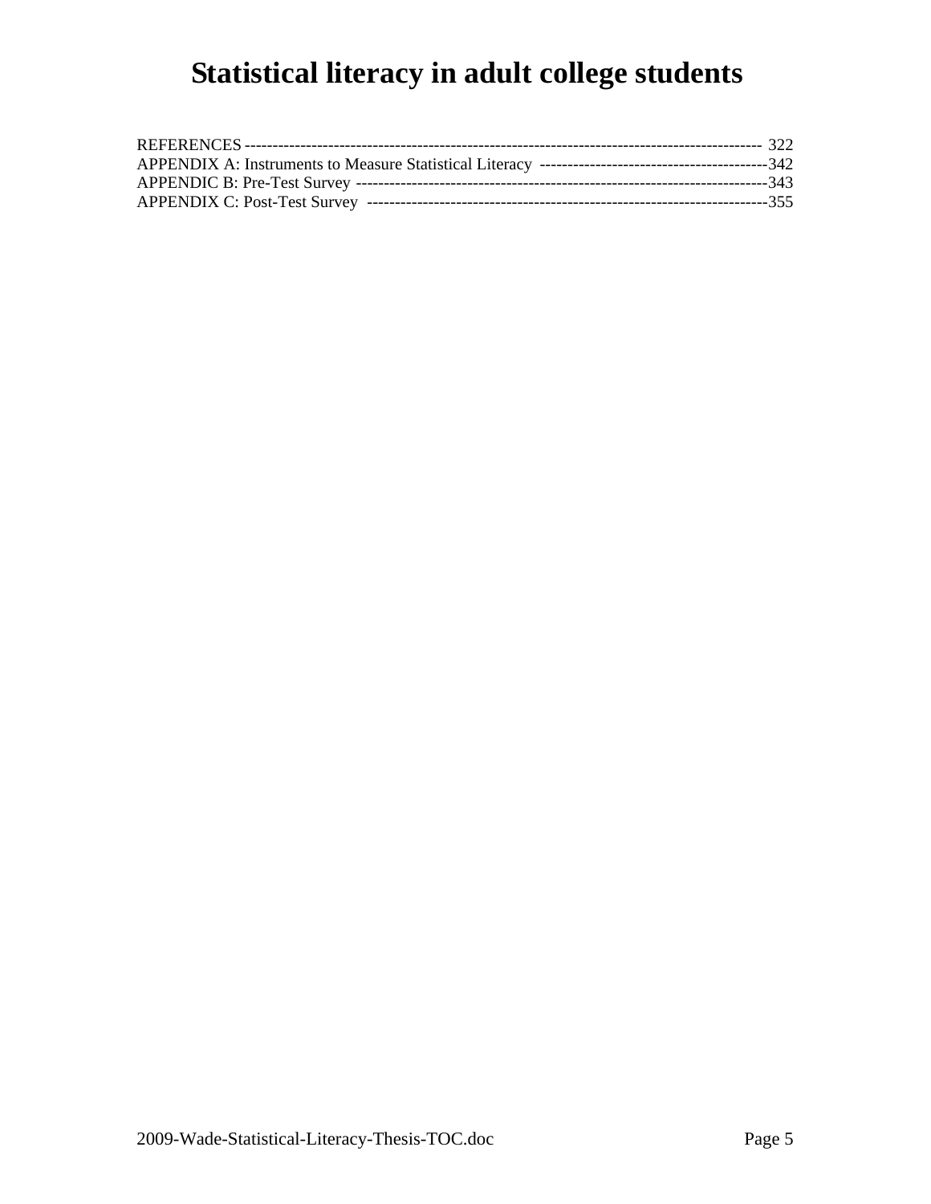# Statistical literacy in adult college students

REFERENCES ------------------------------------------------------------------------------------------------ 322
APPENDIX A: Instruments to Measure Statistical Literacy -----------------------------------------342
APPENDIC B: Pre-Test Survey ------------------------------------------------------------------------343
APPENDIX C: Post-Test Survey -----------------------------------------------------------------------355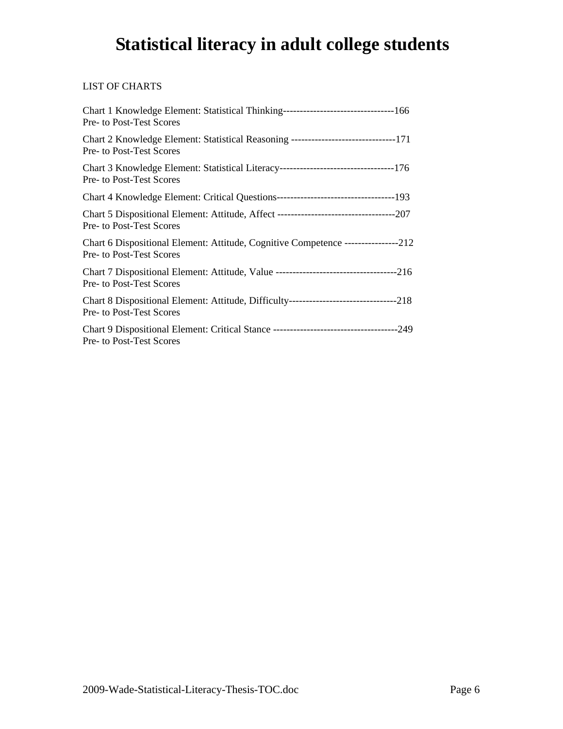# Statistical literacy in adult college students

LIST OF CHARTS

Chart 1 Knowledge Element: Statistical Thinking---------------------------------166
Pre- to Post-Test Scores

Chart 2 Knowledge Element: Statistical Reasoning -------------------------------171
Pre- to Post-Test Scores

Chart 3 Knowledge Element: Statistical Literacy----------------------------------176
Pre- to Post-Test Scores

Chart 4 Knowledge Element: Critical Questions-----------------------------------193

Chart 5 Dispositional Element: Attitude, Affect -----------------------------------207
Pre- to Post-Test Scores

Chart 6 Dispositional Element: Attitude, Cognitive Competence ----------------212
Pre- to Post-Test Scores

Chart 7 Dispositional Element: Attitude, Value ------------------------------------216
Pre- to Post-Test Scores

Chart 8 Dispositional Element: Attitude, Difficulty--------------------------------218
Pre- to Post-Test Scores

Chart 9 Dispositional Element: Critical Stance ------------------------------------249
Pre- to Post-Test Scores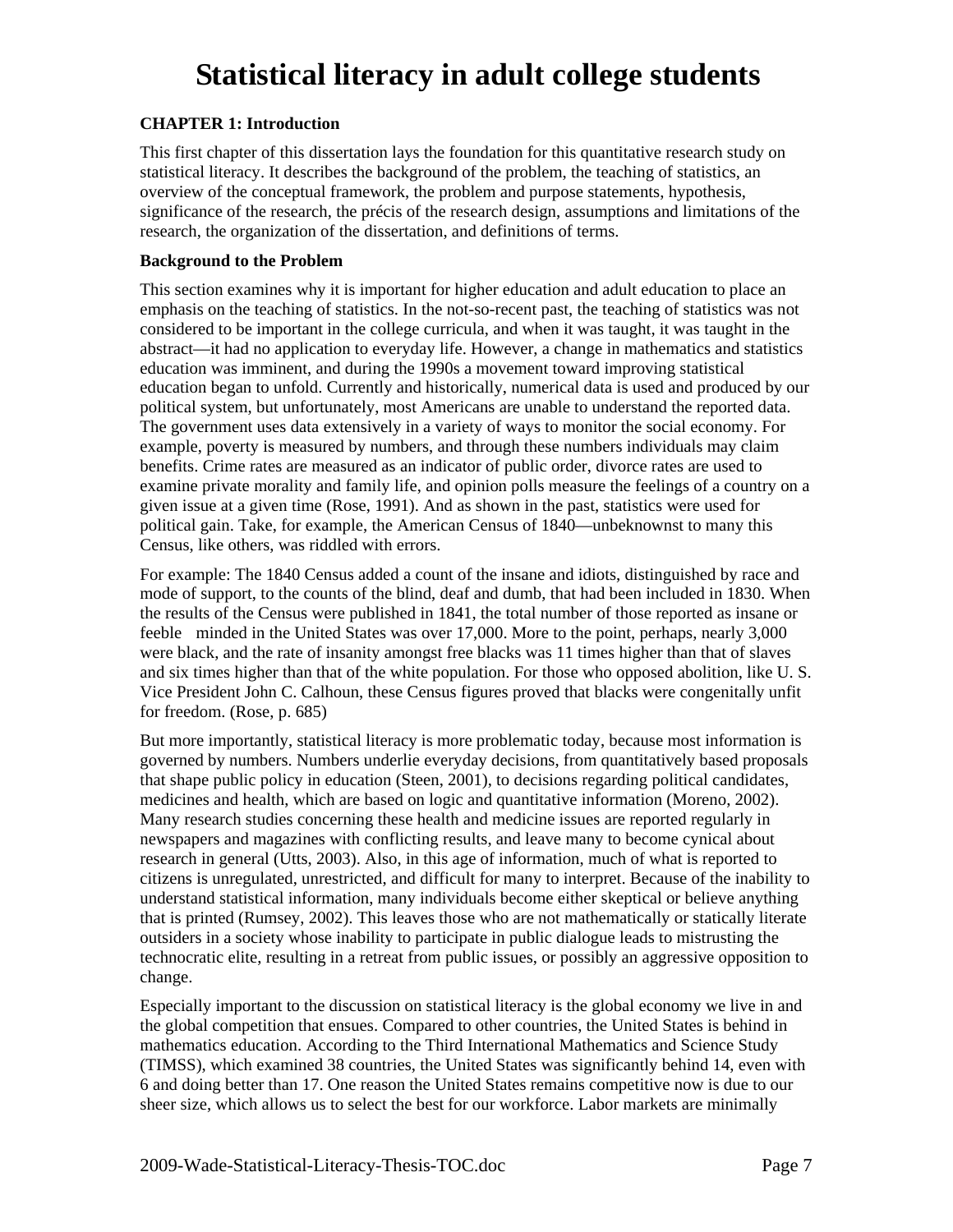# Statistical literacy in adult college students

**CHAPTER 1: Introduction**

This first chapter of this dissertation lays the foundation for this quantitative research study on statistical literacy. It describes the background of the problem, the teaching of statistics, an overview of the conceptual framework, the problem and purpose statements, hypothesis, significance of the research, the précis of the research design, assumptions and limitations of the research, the organization of the dissertation, and definitions of terms.

**Background to the Problem**

This section examines why it is important for higher education and adult education to place an emphasis on the teaching of statistics. In the not-so-recent past, the teaching of statistics was not considered to be important in the college curricula, and when it was taught, it was taught in the abstract—it had no application to everyday life. However, a change in mathematics and statistics education was imminent, and during the 1990s a movement toward improving statistical education began to unfold. Currently and historically, numerical data is used and produced by our political system, but unfortunately, most Americans are unable to understand the reported data. The government uses data extensively in a variety of ways to monitor the social economy. For example, poverty is measured by numbers, and through these numbers individuals may claim benefits. Crime rates are measured as an indicator of public order, divorce rates are used to examine private morality and family life, and opinion polls measure the feelings of a country on a given issue at a given time (Rose, 1991). And as shown in the past, statistics were used for political gain. Take, for example, the American Census of 1840—unbeknownst to many this Census, like others, was riddled with errors.

For example: The 1840 Census added a count of the insane and idiots, distinguished by race and mode of support, to the counts of the blind, deaf and dumb, that had been included in 1830. When the results of the Census were published in 1841, the total number of those reported as insane or feeble minded in the United States was over 17,000. More to the point, perhaps, nearly 3,000 were black, and the rate of insanity amongst free blacks was 11 times higher than that of slaves and six times higher than that of the white population. For those who opposed abolition, like U. S. Vice President John C. Calhoun, these Census figures proved that blacks were congenitally unfit for freedom. (Rose, p. 685)

But more importantly, statistical literacy is more problematic today, because most information is governed by numbers. Numbers underlie everyday decisions, from quantitatively based proposals that shape public policy in education (Steen, 2001), to decisions regarding political candidates, medicines and health, which are based on logic and quantitative information (Moreno, 2002). Many research studies concerning these health and medicine issues are reported regularly in newspapers and magazines with conflicting results, and leave many to become cynical about research in general (Utts, 2003). Also, in this age of information, much of what is reported to citizens is unregulated, unrestricted, and difficult for many to interpret. Because of the inability to understand statistical information, many individuals become either skeptical or believe anything that is printed (Rumsey, 2002). This leaves those who are not mathematically or statically literate outsiders in a society whose inability to participate in public dialogue leads to mistrusting the technocratic elite, resulting in a retreat from public issues, or possibly an aggressive opposition to change.

Especially important to the discussion on statistical literacy is the global economy we live in and the global competition that ensues. Compared to other countries, the United States is behind in mathematics education. According to the Third International Mathematics and Science Study (TIMSS), which examined 38 countries, the United States was significantly behind 14, even with 6 and doing better than 17. One reason the United States remains competitive now is due to our sheer size, which allows us to select the best for our workforce. Labor markets are minimally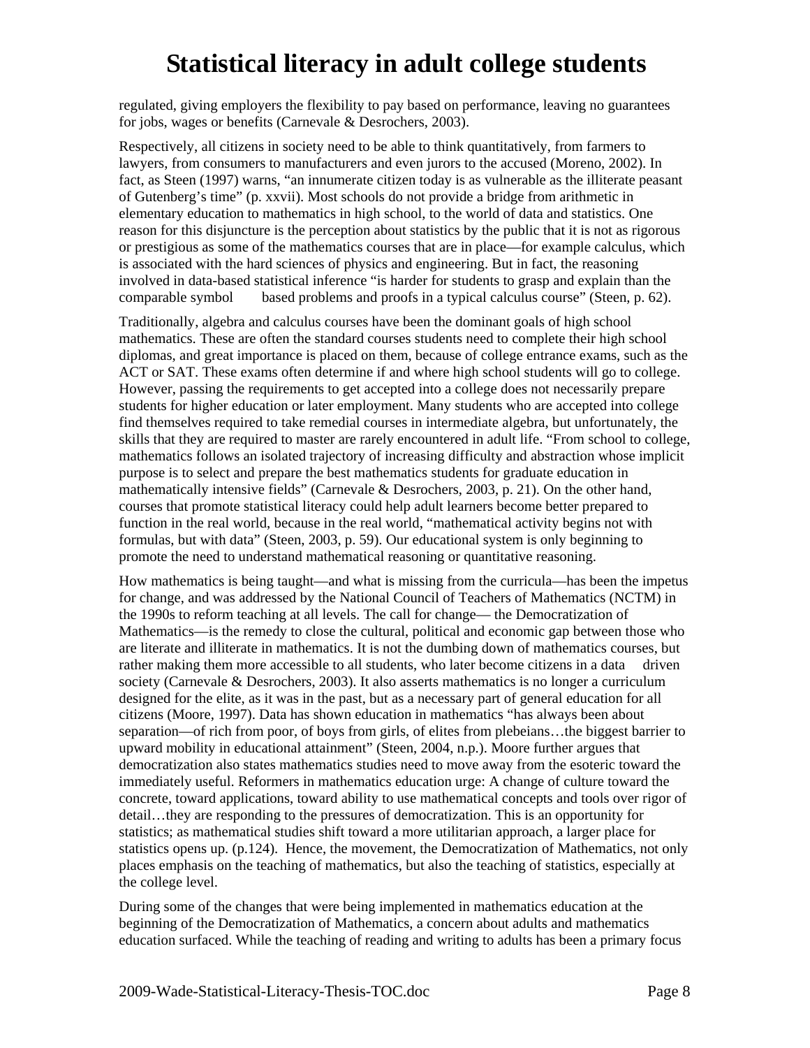regulated, giving employers the flexibility to pay based on performance, leaving no guarantees for jobs, wages or benefits (Carnevale & Desrochers, 2003).

Respectively, all citizens in society need to be able to think quantitatively, from farmers to lawyers, from consumers to manufacturers and even jurors to the accused (Moreno, 2002). In fact, as Steen (1997) warns, "an innumerate citizen today is as vulnerable as the illiterate peasant of Gutenberg's time" (p. xxvii). Most schools do not provide a bridge from arithmetic in elementary education to mathematics in high school, to the world of data and statistics. One reason for this disjuncture is the perception about statistics by the public that it is not as rigorous or prestigious as some of the mathematics courses that are in place—for example calculus, which is associated with the hard sciences of physics and engineering. But in fact, the reasoning involved in data-based statistical inference "is harder for students to grasp and explain than the comparable symbol based problems and proofs in a typical calculus course" (Steen, p. 62).

Traditionally, algebra and calculus courses have been the dominant goals of high school mathematics. These are often the standard courses students need to complete their high school diplomas, and great importance is placed on them, because of college entrance exams, such as the ACT or SAT. These exams often determine if and where high school students will go to college. However, passing the requirements to get accepted into a college does not necessarily prepare students for higher education or later employment. Many students who are accepted into college find themselves required to take remedial courses in intermediate algebra, but unfortunately, the skills that they are required to master are rarely encountered in adult life. "From school to college, mathematics follows an isolated trajectory of increasing difficulty and abstraction whose implicit purpose is to select and prepare the best mathematics students for graduate education in mathematically intensive fields" (Carnevale & Desrochers, 2003, p. 21). On the other hand, courses that promote statistical literacy could help adult learners become better prepared to function in the real world, because in the real world, "mathematical activity begins not with formulas, but with data" (Steen, 2003, p. 59). Our educational system is only beginning to promote the need to understand mathematical reasoning or quantitative reasoning.

How mathematics is being taught—and what is missing from the curricula—has been the impetus for change, and was addressed by the National Council of Teachers of Mathematics (NCTM) in the 1990s to reform teaching at all levels. The call for change— the Democratization of Mathematics—is the remedy to close the cultural, political and economic gap between those who are literate and illiterate in mathematics. It is not the dumbing down of mathematics courses, but rather making them more accessible to all students, who later become citizens in a data driven society (Carnevale & Desrochers, 2003). It also asserts mathematics is no longer a curriculum designed for the elite, as it was in the past, but as a necessary part of general education for all citizens (Moore, 1997). Data has shown education in mathematics "has always been about separation—of rich from poor, of boys from girls, of elites from plebeians…the biggest barrier to upward mobility in educational attainment" (Steen, 2004, n.p.). Moore further argues that democratization also states mathematics studies need to move away from the esoteric toward the immediately useful. Reformers in mathematics education urge: A change of culture toward the concrete, toward applications, toward ability to use mathematical concepts and tools over rigor of detail…they are responding to the pressures of democratization. This is an opportunity for statistics; as mathematical studies shift toward a more utilitarian approach, a larger place for statistics opens up. (p.124). Hence, the movement, the Democratization of Mathematics, not only places emphasis on the teaching of mathematics, but also the teaching of statistics, especially at the college level.

During some of the changes that were being implemented in mathematics education at the beginning of the Democratization of Mathematics, a concern about adults and mathematics education surfaced. While the teaching of reading and writing to adults has been a primary focus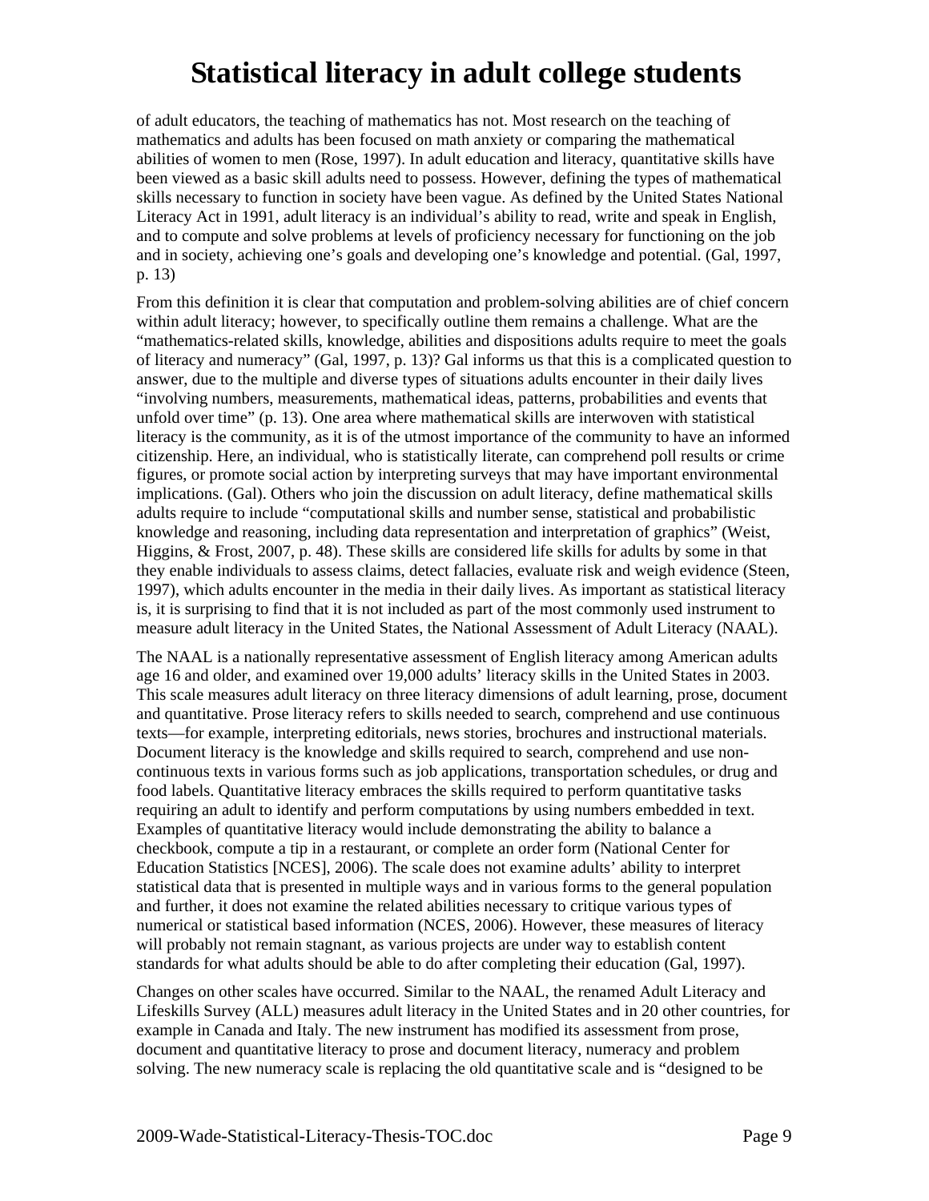of adult educators, the teaching of mathematics has not. Most research on the teaching of mathematics and adults has been focused on math anxiety or comparing the mathematical abilities of women to men (Rose, 1997). In adult education and literacy, quantitative skills have been viewed as a basic skill adults need to possess. However, defining the types of mathematical skills necessary to function in society have been vague. As defined by the United States National Literacy Act in 1991, adult literacy is an individual's ability to read, write and speak in English, and to compute and solve problems at levels of proficiency necessary for functioning on the job and in society, achieving one's goals and developing one's knowledge and potential. (Gal, 1997, p. 13)

From this definition it is clear that computation and problem-solving abilities are of chief concern within adult literacy; however, to specifically outline them remains a challenge. What are the "mathematics-related skills, knowledge, abilities and dispositions adults require to meet the goals of literacy and numeracy" (Gal, 1997, p. 13)? Gal informs us that this is a complicated question to answer, due to the multiple and diverse types of situations adults encounter in their daily lives "involving numbers, measurements, mathematical ideas, patterns, probabilities and events that unfold over time" (p. 13). One area where mathematical skills are interwoven with statistical literacy is the community, as it is of the utmost importance of the community to have an informed citizenship. Here, an individual, who is statistically literate, can comprehend poll results or crime figures, or promote social action by interpreting surveys that may have important environmental implications. (Gal). Others who join the discussion on adult literacy, define mathematical skills adults require to include "computational skills and number sense, statistical and probabilistic knowledge and reasoning, including data representation and interpretation of graphics" (Weist, Higgins, & Frost, 2007, p. 48). These skills are considered life skills for adults by some in that they enable individuals to assess claims, detect fallacies, evaluate risk and weigh evidence (Steen, 1997), which adults encounter in the media in their daily lives. As important as statistical literacy is, it is surprising to find that it is not included as part of the most commonly used instrument to measure adult literacy in the United States, the National Assessment of Adult Literacy (NAAL).

The NAAL is a nationally representative assessment of English literacy among American adults age 16 and older, and examined over 19,000 adults' literacy skills in the United States in 2003. This scale measures adult literacy on three literacy dimensions of adult learning, prose, document and quantitative. Prose literacy refers to skills needed to search, comprehend and use continuous texts—for example, interpreting editorials, news stories, brochures and instructional materials. Document literacy is the knowledge and skills required to search, comprehend and use non-continuous texts in various forms such as job applications, transportation schedules, or drug and food labels. Quantitative literacy embraces the skills required to perform quantitative tasks requiring an adult to identify and perform computations by using numbers embedded in text. Examples of quantitative literacy would include demonstrating the ability to balance a checkbook, compute a tip in a restaurant, or complete an order form (National Center for Education Statistics [NCES], 2006). The scale does not examine adults' ability to interpret statistical data that is presented in multiple ways and in various forms to the general population and further, it does not examine the related abilities necessary to critique various types of numerical or statistical based information (NCES, 2006). However, these measures of literacy will probably not remain stagnant, as various projects are under way to establish content standards for what adults should be able to do after completing their education (Gal, 1997).

Changes on other scales have occurred. Similar to the NAAL, the renamed Adult Literacy and Lifeskills Survey (ALL) measures adult literacy in the United States and in 20 other countries, for example in Canada and Italy. The new instrument has modified its assessment from prose, document and quantitative literacy to prose and document literacy, numeracy and problem solving. The new numeracy scale is replacing the old quantitative scale and is "designed to be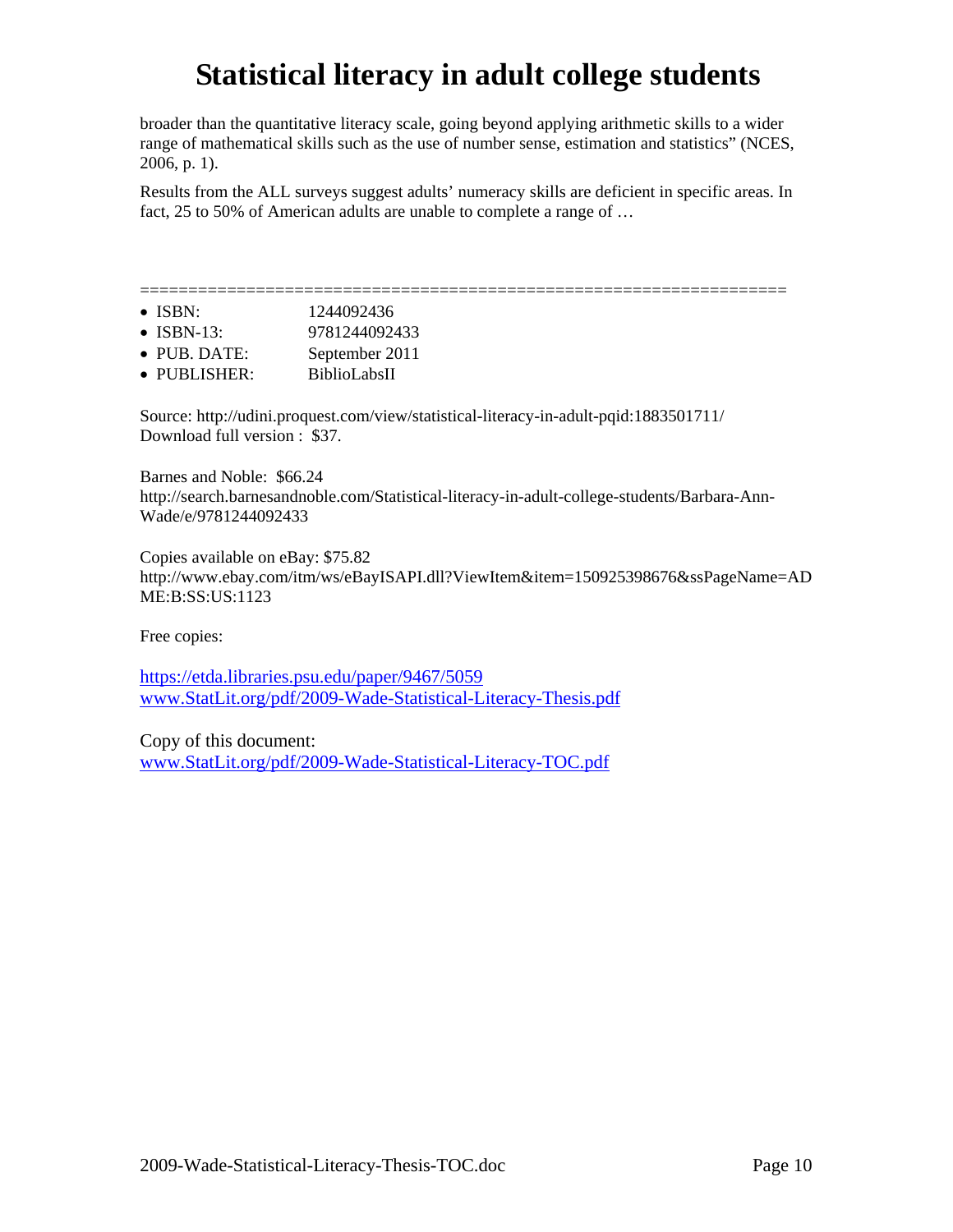# Statistical literacy in adult college students

broader than the quantitative literacy scale, going beyond applying arithmetic skills to a wider range of mathematical skills such as the use of number sense, estimation and statistics" (NCES, 2006, p. 1).

Results from the ALL surveys suggest adults' numeracy skills are deficient in specific areas. In fact, 25 to 50% of American adults are unable to complete a range of …

==================================================================

- ISBN: 1244092436
- ISBN-13: 9781244092433
- PUB. DATE: September 2011
- PUBLISHER: BiblioLabsII

Source: http://udini.proquest.com/view/statistical-literacy-in-adult-pqid:1883501711/
Download full version : $37.

Barnes and Noble: $66.24
http://search.barnesandnoble.com/Statistical-literacy-in-adult-college-students/Barbara-Ann-Wade/e/9781244092433

Copies available on eBay: $75.82
http://www.ebay.com/itm/ws/eBayISAPI.dll?ViewItem&item=150925398676&ssPageName=ADME:B:SS:US:1123

Free copies:

https://etda.libraries.psu.edu/paper/9467/5059
www.StatLit.org/pdf/2009-Wade-Statistical-Literacy-Thesis.pdf

Copy of this document:
www.StatLit.org/pdf/2009-Wade-Statistical-Literacy-TOC.pdf